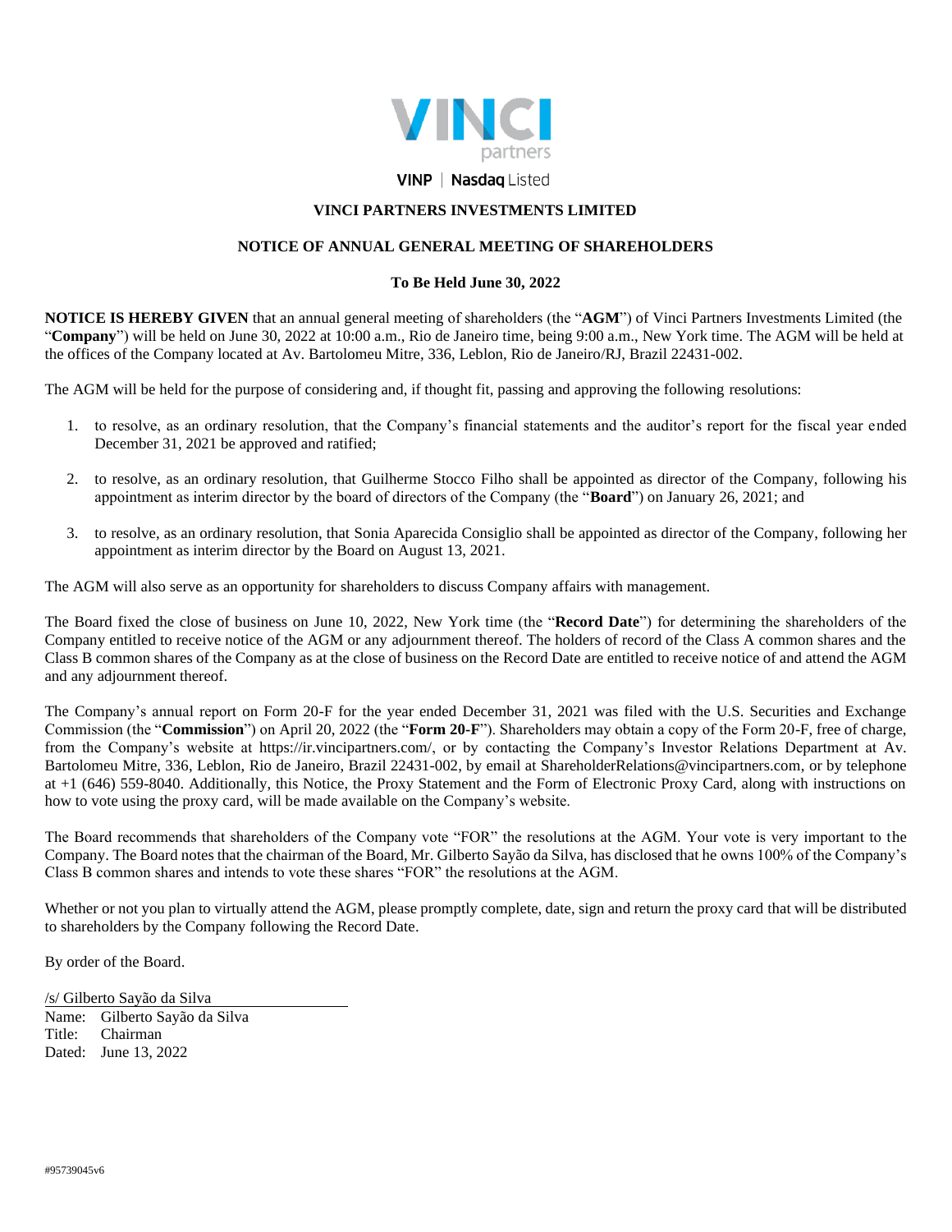VINP | Nasdaq Listed

# VINCI PARTNERS INVESTMENTS LIMITED

## NOTICE OF ANNUAL GENERAL MEETING OF SHAREHOLDERS

### To Be Held June 30, 2022

**NOTICE IS HEREBY GIVEN** that an annual general meeting of shareholders (the "**AGM**") of Vinci Partners Investments Limited (the "**Company**") will be held on June 30, 2022 at 10:00 a.m., Rio de Janeiro time, being 9:00 a.m., New York time. The AGM will be held at the offices of the Company located at Av. Bartolomeu Mitre, 336, Leblon, Rio de Janeiro/RJ, Brazil 22431-002.

The AGM will be held for the purpose of considering and, if thought fit, passing and approving the following resolutions:

1. to resolve, as an ordinary resolution, that the Company's financial statements and the auditor's report for the fiscal year ended December 31, 2021 be approved and ratified;
2. to resolve, as an ordinary resolution, that Guilherme Stocco Filho shall be appointed as director of the Company, following his appointment as interim director by the board of directors of the Company (the "**Board**") on January 26, 2021; and
3. to resolve, as an ordinary resolution, that Sonia Aparecida Consiglio shall be appointed as director of the Company, following her appointment as interim director by the Board on August 13, 2021.

The AGM will also serve as an opportunity for shareholders to discuss Company affairs with management.

The Board fixed the close of business on June 10, 2022, New York time (the "**Record Date**") for determining the shareholders of the Company entitled to receive notice of the AGM or any adjournment thereof. The holders of record of the Class A common shares and the Class B common shares of the Company as at the close of business on the Record Date are entitled to receive notice of and attend the AGM and any adjournment thereof.

The Company's annual report on Form 20-F for the year ended December 31, 2021 was filed with the U.S. Securities and Exchange Commission (the "**Commission**") on April 20, 2022 (the "**Form 20-F**"). Shareholders may obtain a copy of the Form 20-F, free of charge, from the Company's website at https://ir.vincipartners.com/, or by contacting the Company's Investor Relations Department at Av. Bartolomeu Mitre, 336, Leblon, Rio de Janeiro, Brazil 22431-002, by email at ShareholderRelations@vincipartners.com, or by telephone at +1 (646) 559-8040. Additionally, this Notice, the Proxy Statement and the Form of Electronic Proxy Card, along with instructions on how to vote using the proxy card, will be made available on the Company's website.

The Board recommends that shareholders of the Company vote "FOR" the resolutions at the AGM. Your vote is very important to the Company. The Board notes that the chairman of the Board, Mr. Gilberto Sayão da Silva, has disclosed that he owns 100% of the Company's Class B common shares and intends to vote these shares "FOR" the resolutions at the AGM.

Whether or not you plan to virtually attend the AGM, please promptly complete, date, sign and return the proxy card that will be distributed to shareholders by the Company following the Record Date.

By order of the Board.

/s/ Gilberto Sayão da Silva

Name: Gilberto Sayão da Silva
Title: Chairman
Dated: June 13, 2022

#95739045v6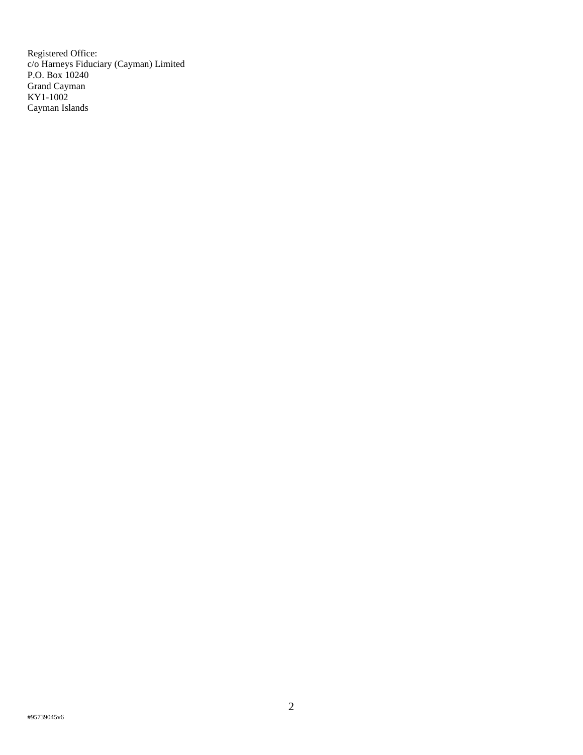Registered Office:
c/o Harneys Fiduciary (Cayman) Limited
P.O. Box 10240
Grand Cayman
KY1-1002
Cayman Islands

#95739045v6